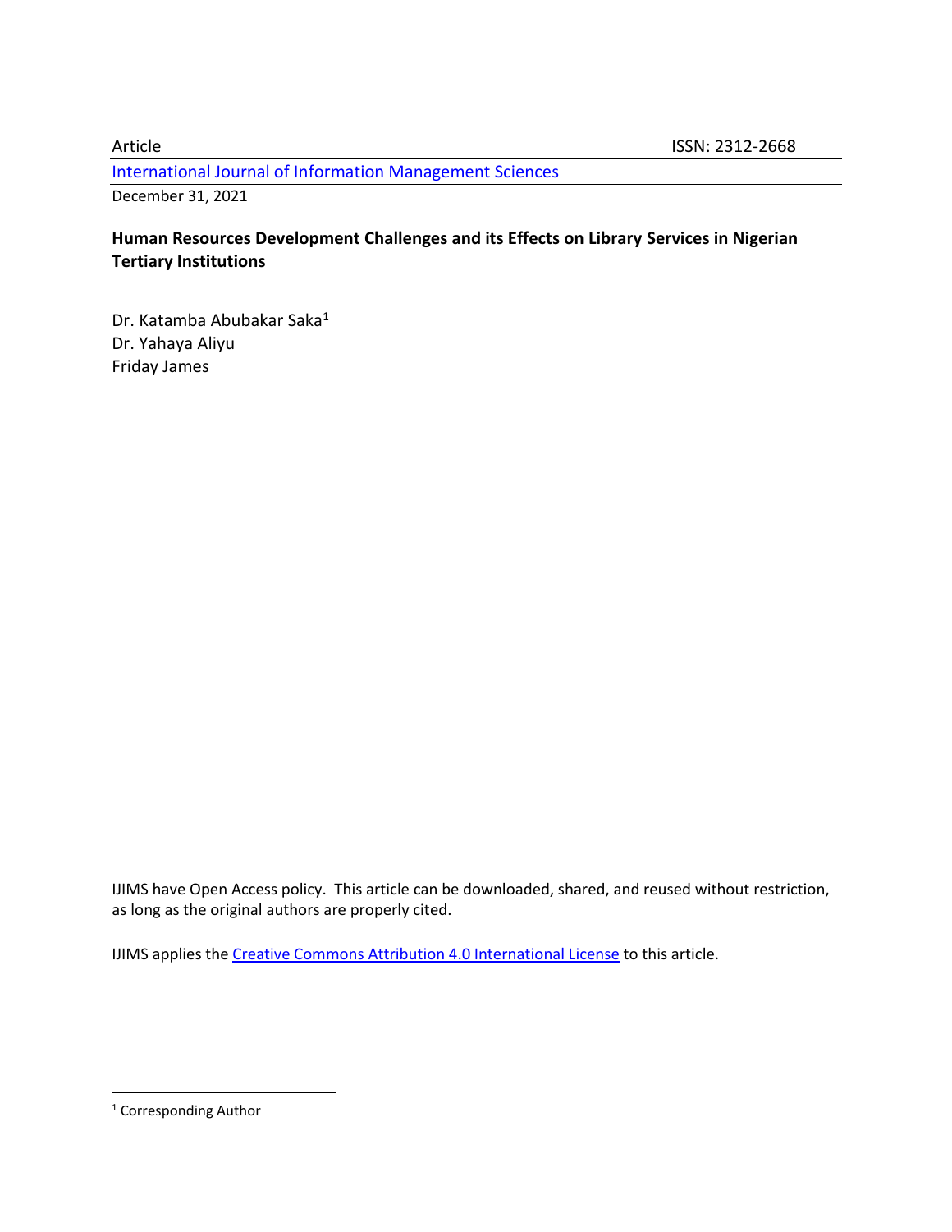Article ISSN: 2312-2668

International Journal of Information Management Sciences

December 31, 2021

# Human Resources Development Challenges and its Effects on Library Services in Nigerian Tertiary Institutions

Dr. Katamba Abubakar Saka[1]
Dr. Yahaya Aliyu
Friday James

IJIMS have Open Access policy. This article can be downloaded, shared, and reused without restriction, as long as the original authors are properly cited.

IJIMS applies the Creative Commons Attribution 4.0 International License to this article.

[1] Corresponding Author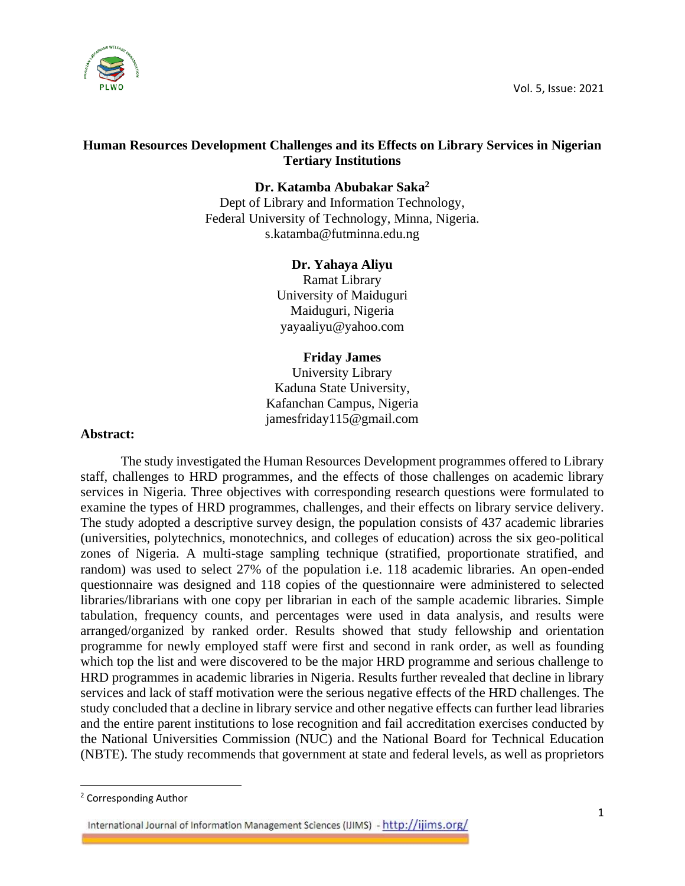# Human Resources Development Challenges and its Effects on Library Services in Nigerian Tertiary Institutions

**Dr. Katamba Abubakar Saka**[2]
Dept of Library and Information Technology,
Federal University of Technology, Minna, Nigeria.
s.katamba@futminna.edu.ng

**Dr. Yahaya Aliyu**
Ramat Library
University of Maiduguri
Maiduguri, Nigeria
yayaaliyu@yahoo.com

**Friday James**
University Library
Kaduna State University,
Kafanchan Campus, Nigeria
jamesfriday115@gmail.com

**Abstract:**

The study investigated the Human Resources Development programmes offered to Library staff, challenges to HRD programmes, and the effects of those challenges on academic library services in Nigeria. Three objectives with corresponding research questions were formulated to examine the types of HRD programmes, challenges, and their effects on library service delivery. The study adopted a descriptive survey design, the population consists of 437 academic libraries (universities, polytechnics, monotechnics, and colleges of education) across the six geo-political zones of Nigeria. A multi-stage sampling technique (stratified, proportionate stratified, and random) was used to select 27% of the population i.e. 118 academic libraries. An open-ended questionnaire was designed and 118 copies of the questionnaire were administered to selected libraries/librarians with one copy per librarian in each of the sample academic libraries. Simple tabulation, frequency counts, and percentages were used in data analysis, and results were arranged/organized by ranked order. Results showed that study fellowship and orientation programme for newly employed staff were first and second in rank order, as well as founding which top the list and were discovered to be the major HRD programme and serious challenge to HRD programmes in academic libraries in Nigeria. Results further revealed that decline in library services and lack of staff motivation were the serious negative effects of the HRD challenges. The study concluded that a decline in library service and other negative effects can further lead libraries and the entire parent institutions to lose recognition and fail accreditation exercises conducted by the National Universities Commission (NUC) and the National Board for Technical Education (NBTE). The study recommends that government at state and federal levels, as well as proprietors

---

[2] Corresponding Author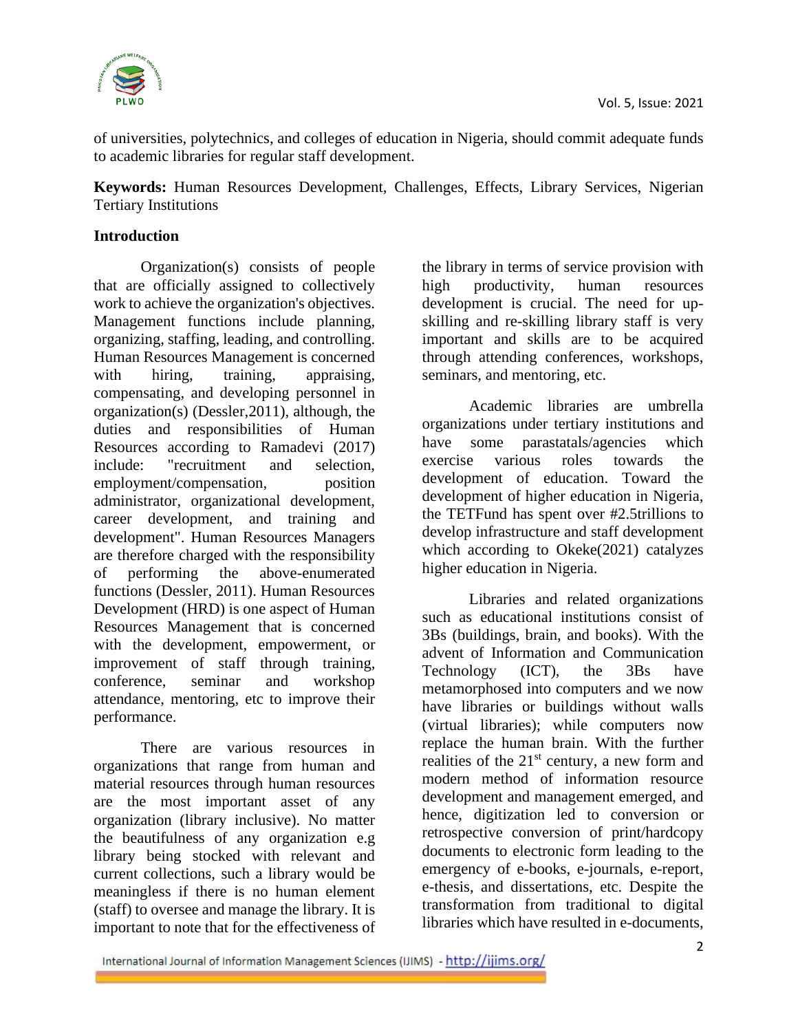of universities, polytechnics, and colleges of education in Nigeria, should commit adequate funds to academic libraries for regular staff development.

**Keywords:** Human Resources Development, Challenges, Effects, Library Services, Nigerian Tertiary Institutions

## Introduction

Organization(s) consists of people that are officially assigned to collectively work to achieve the organization's objectives. Management functions include planning, organizing, staffing, leading, and controlling. Human Resources Management is concerned with hiring, training, appraising, compensating, and developing personnel in organization(s) (Dessler,2011), although, the duties and responsibilities of Human Resources according to Ramadevi (2017) include: "recruitment and selection, employment/compensation, position administrator, organizational development, career development, and training and development". Human Resources Managers are therefore charged with the responsibility of performing the above-enumerated functions (Dessler, 2011). Human Resources Development (HRD) is one aspect of Human Resources Management that is concerned with the development, empowerment, or improvement of staff through training, conference, seminar and workshop attendance, mentoring, etc to improve their performance.

There are various resources in organizations that range from human and material resources through human resources are the most important asset of any organization (library inclusive). No matter the beautifulness of any organization e.g library being stocked with relevant and current collections, such a library would be meaningless if there is no human element (staff) to oversee and manage the library. It is important to note that for the effectiveness of the library in terms of service provision with high productivity, human resources development is crucial. The need for up-skilling and re-skilling library staff is very important and skills are to be acquired through attending conferences, workshops, seminars, and mentoring, etc.

Academic libraries are umbrella organizations under tertiary institutions and have some parastatals/agencies which exercise various roles towards the development of education. Toward the development of higher education in Nigeria, the TETFund has spent over #2.5trillions to develop infrastructure and staff development which according to Okeke(2021) catalyzes higher education in Nigeria.

Libraries and related organizations such as educational institutions consist of 3Bs (buildings, brain, and books). With the advent of Information and Communication Technology (ICT), the 3Bs have metamorphosed into computers and we now have libraries or buildings without walls (virtual libraries); while computers now replace the human brain. With the further realities of the 21st century, a new form and modern method of information resource development and management emerged, and hence, digitization led to conversion or retrospective conversion of print/hardcopy documents to electronic form leading to the emergency of e-books, e-journals, e-report, e-thesis, and dissertations, etc. Despite the transformation from traditional to digital libraries which have resulted in e-documents,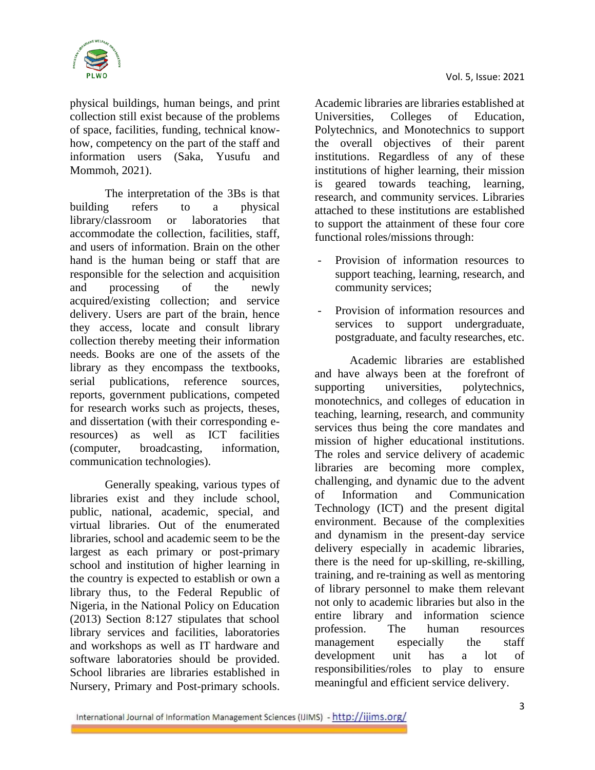physical buildings, human beings, and print collection still exist because of the problems of space, facilities, funding, technical know-how, competency on the part of the staff and information users (Saka, Yusufu and Mommoh, 2021).

The interpretation of the 3Bs is that building refers to a physical library/classroom or laboratories that accommodate the collection, facilities, staff, and users of information. Brain on the other hand is the human being or staff that are responsible for the selection and acquisition and processing of the newly acquired/existing collection; and service delivery. Users are part of the brain, hence they access, locate and consult library collection thereby meeting their information needs. Books are one of the assets of the library as they encompass the textbooks, serial publications, reference sources, reports, government publications, competed for research works such as projects, theses, and dissertation (with their corresponding e-resources) as well as ICT facilities (computer, broadcasting, information, communication technologies).

Generally speaking, various types of libraries exist and they include school, public, national, academic, special, and virtual libraries. Out of the enumerated libraries, school and academic seem to be the largest as each primary or post-primary school and institution of higher learning in the country is expected to establish or own a library thus, to the Federal Republic of Nigeria, in the National Policy on Education (2013) Section 8:127 stipulates that school library services and facilities, laboratories and workshops as well as IT hardware and software laboratories should be provided. School libraries are libraries established in Nursery, Primary and Post-primary schools.

Academic libraries are libraries established at Universities, Colleges of Education, Polytechnics, and Monotechnics to support the overall objectives of their parent institutions. Regardless of any of these institutions of higher learning, their mission is geared towards teaching, learning, research, and community services. Libraries attached to these institutions are established to support the attainment of these four core functional roles/missions through:

- Provision of information resources to support teaching, learning, research, and community services;
- Provision of information resources and services to support undergraduate, postgraduate, and faculty researches, etc.

Academic libraries are established and have always been at the forefront of supporting universities, polytechnics, monotechnics, and colleges of education in teaching, learning, research, and community services thus being the core mandates and mission of higher educational institutions. The roles and service delivery of academic libraries are becoming more complex, challenging, and dynamic due to the advent of Information and Communication Technology (ICT) and the present digital environment. Because of the complexities and dynamism in the present-day service delivery especially in academic libraries, there is the need for up-skilling, re-skilling, training, and re-training as well as mentoring of library personnel to make them relevant not only to academic libraries but also in the entire library and information science profession. The human resources management especially the staff development unit has a lot of responsibilities/roles to play to ensure meaningful and efficient service delivery.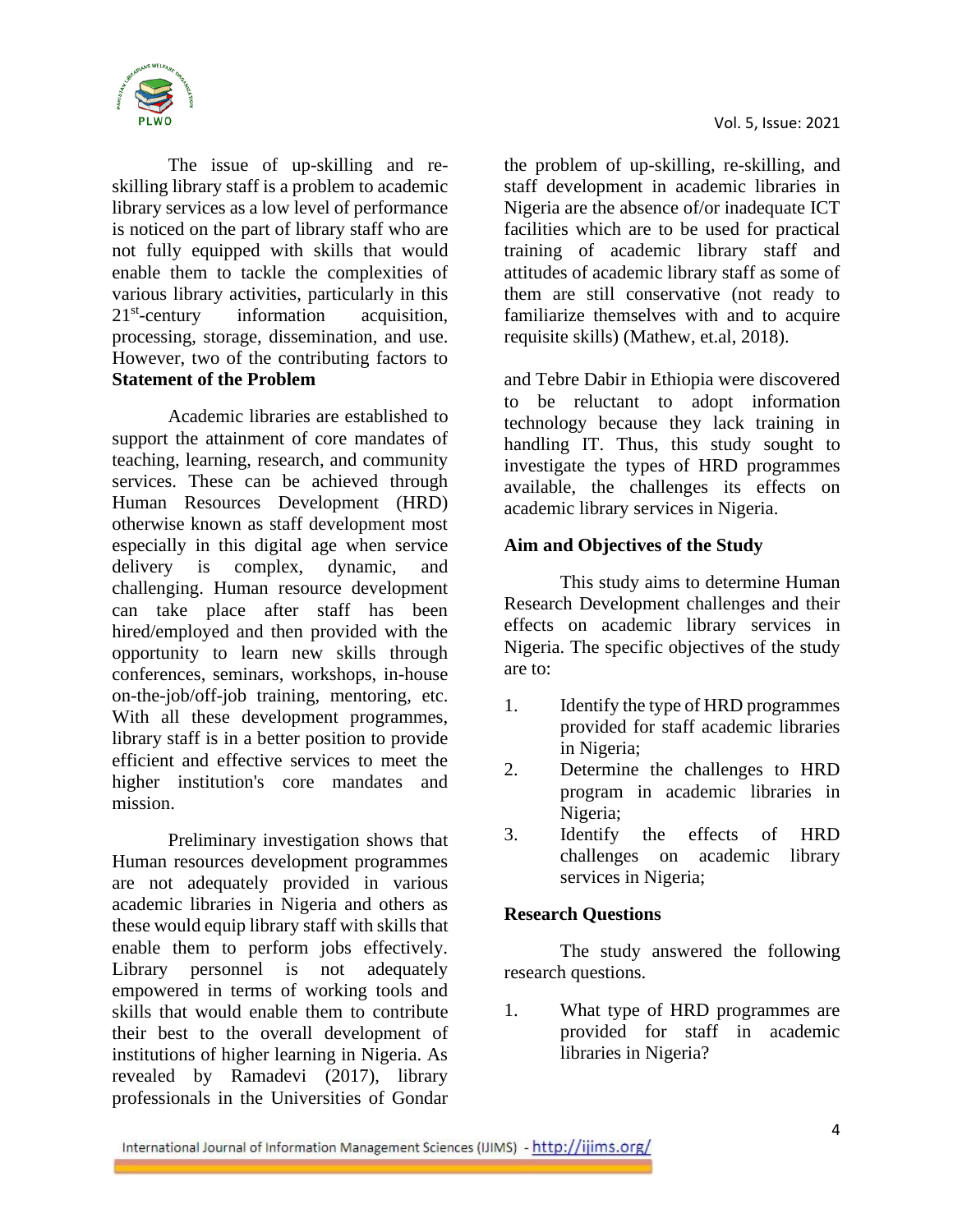The issue of up-skilling and re-skilling library staff is a problem to academic library services as a low level of performance is noticed on the part of library staff who are not fully equipped with skills that would enable them to tackle the complexities of various library activities, particularly in this 21st-century information acquisition, processing, storage, dissemination, and use. However, two of the contributing factors to the problem of up-skilling, re-skilling, and staff development in academic libraries in Nigeria are the absence of/or inadequate ICT facilities which are to be used for practical training of academic library staff and attitudes of academic library staff as some of them are still conservative (not ready to familiarize themselves with and to acquire requisite skills) (Mathew, et.al, 2018).

**Statement of the Problem**

Academic libraries are established to support the attainment of core mandates of teaching, learning, research, and community services. These can be achieved through Human Resources Development (HRD) otherwise known as staff development most especially in this digital age when service delivery is complex, dynamic, and challenging. Human resource development can take place after staff has been hired/employed and then provided with the opportunity to learn new skills through conferences, seminars, workshops, in-house on-the-job/off-job training, mentoring, etc. With all these development programmes, library staff is in a better position to provide efficient and effective services to meet the higher institution's core mandates and mission.

Preliminary investigation shows that Human resources development programmes are not adequately provided in various academic libraries in Nigeria and others as these would equip library staff with skills that enable them to perform jobs effectively. Library personnel is not adequately empowered in terms of working tools and skills that would enable them to contribute their best to the overall development of institutions of higher learning in Nigeria. As revealed by Ramadevi (2017), library professionals in the Universities of Gondar and Tebre Dabir in Ethiopia were discovered to be reluctant to adopt information technology because they lack training in handling IT. Thus, this study sought to investigate the types of HRD programmes available, the challenges its effects on academic library services in Nigeria.

**Aim and Objectives of the Study**

This study aims to determine Human Research Development challenges and their effects on academic library services in Nigeria. The specific objectives of the study are to:

1. Identify the type of HRD programmes provided for staff academic libraries in Nigeria;
2. Determine the challenges to HRD program in academic libraries in Nigeria;
3. Identify the effects of HRD challenges on academic library services in Nigeria;

**Research Questions**

The study answered the following research questions.

1. What type of HRD programmes are provided for staff in academic libraries in Nigeria?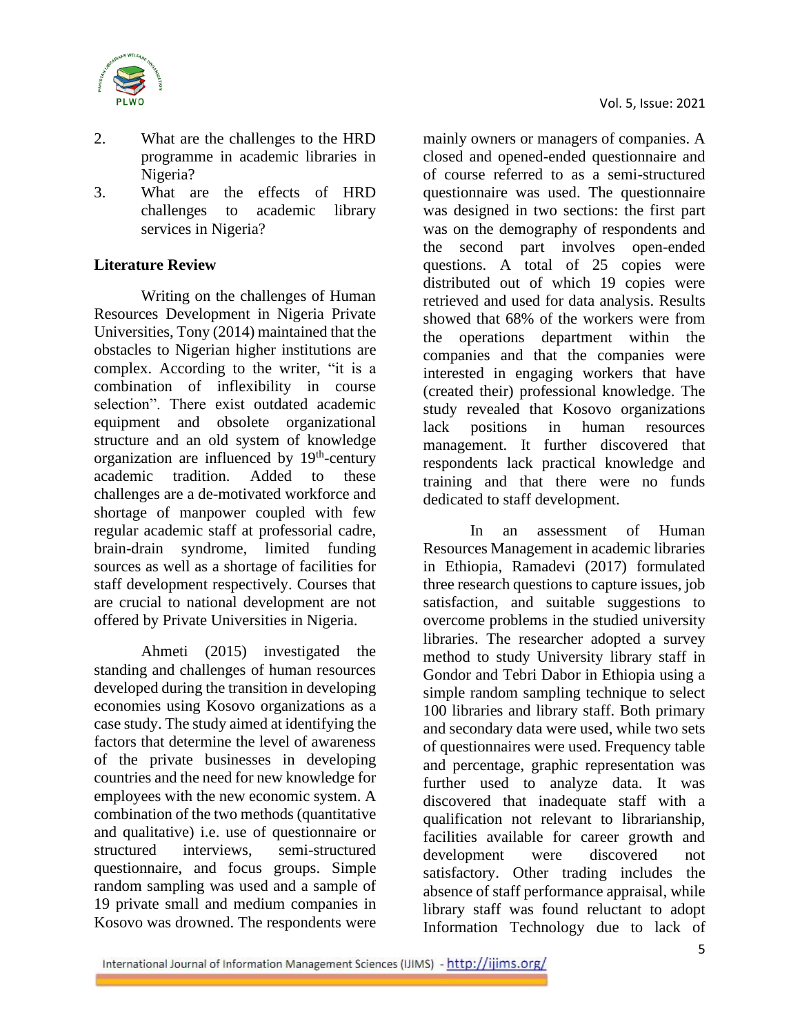2. What are the challenges to the HRD programme in academic libraries in Nigeria?
3. What are the effects of HRD challenges to academic library services in Nigeria?

## Literature Review

Writing on the challenges of Human Resources Development in Nigeria Private Universities, Tony (2014) maintained that the obstacles to Nigerian higher institutions are complex. According to the writer, "it is a combination of inflexibility in course selection". There exist outdated academic equipment and obsolete organizational structure and an old system of knowledge organization are influenced by 19th-century academic tradition. Added to these challenges are a de-motivated workforce and shortage of manpower coupled with few regular academic staff at professorial cadre, brain-drain syndrome, limited funding sources as well as a shortage of facilities for staff development respectively. Courses that are crucial to national development are not offered by Private Universities in Nigeria.

Ahmeti (2015) investigated the standing and challenges of human resources developed during the transition in developing economies using Kosovo organizations as a case study. The study aimed at identifying the factors that determine the level of awareness of the private businesses in developing countries and the need for new knowledge for employees with the new economic system. A combination of the two methods (quantitative and qualitative) i.e. use of questionnaire or structured interviews, semi-structured questionnaire, and focus groups. Simple random sampling was used and a sample of 19 private small and medium companies in Kosovo was drowned. The respondents were mainly owners or managers of companies. A closed and opened-ended questionnaire and of course referred to as a semi-structured questionnaire was used. The questionnaire was designed in two sections: the first part was on the demography of respondents and the second part involves open-ended questions. A total of 25 copies were distributed out of which 19 copies were retrieved and used for data analysis. Results showed that 68% of the workers were from the operations department within the companies and that the companies were interested in engaging workers that have (created their) professional knowledge. The study revealed that Kosovo organizations lack positions in human resources management. It further discovered that respondents lack practical knowledge and training and that there were no funds dedicated to staff development.

In an assessment of Human Resources Management in academic libraries in Ethiopia, Ramadevi (2017) formulated three research questions to capture issues, job satisfaction, and suitable suggestions to overcome problems in the studied university libraries. The researcher adopted a survey method to study University library staff in Gondor and Tebri Dabor in Ethiopia using a simple random sampling technique to select 100 libraries and library staff. Both primary and secondary data were used, while two sets of questionnaires were used. Frequency table and percentage, graphic representation was further used to analyze data. It was discovered that inadequate staff with a qualification not relevant to librarianship, facilities available for career growth and development were discovered not satisfactory. Other trading includes the absence of staff performance appraisal, while library staff was found reluctant to adopt Information Technology due to lack of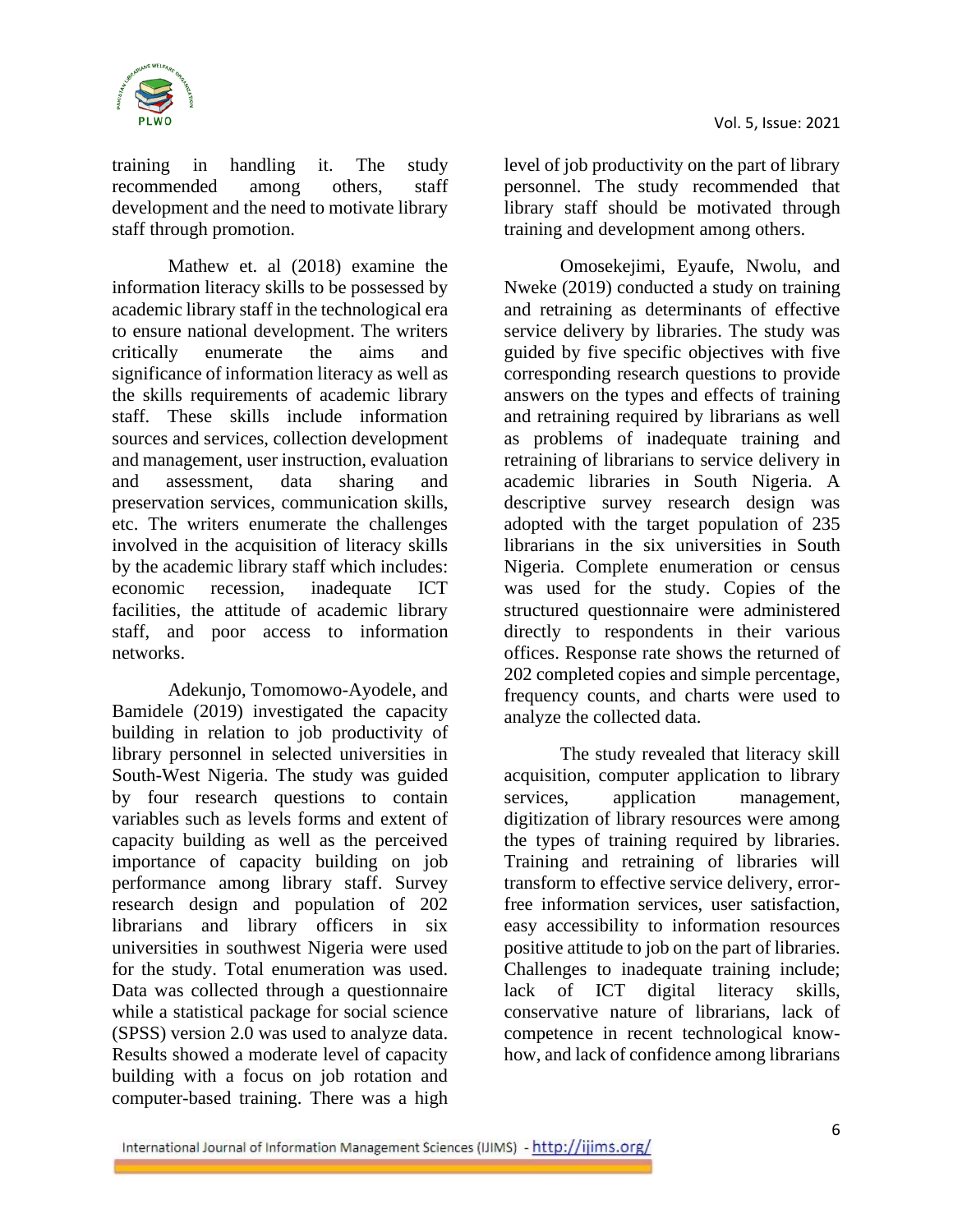training in handling it. The study recommended among others, staff development and the need to motivate library staff through promotion.

Mathew et. al (2018) examine the information literacy skills to be possessed by academic library staff in the technological era to ensure national development. The writers critically enumerate the aims and significance of information literacy as well as the skills requirements of academic library staff. These skills include information sources and services, collection development and management, user instruction, evaluation and assessment, data sharing and preservation services, communication skills, etc. The writers enumerate the challenges involved in the acquisition of literacy skills by the academic library staff which includes: economic recession, inadequate ICT facilities, the attitude of academic library staff, and poor access to information networks.

Adekunjo, Tomomowo-Ayodele, and Bamidele (2019) investigated the capacity building in relation to job productivity of library personnel in selected universities in South-West Nigeria. The study was guided by four research questions to contain variables such as levels forms and extent of capacity building as well as the perceived importance of capacity building on job performance among library staff. Survey research design and population of 202 librarians and library officers in six universities in southwest Nigeria were used for the study. Total enumeration was used. Data was collected through a questionnaire while a statistical package for social science (SPSS) version 2.0 was used to analyze data. Results showed a moderate level of capacity building with a focus on job rotation and computer-based training. There was a high level of job productivity on the part of library personnel. The study recommended that library staff should be motivated through training and development among others.

Omosekejimi, Eyaufe, Nwolu, and Nweke (2019) conducted a study on training and retraining as determinants of effective service delivery by libraries. The study was guided by five specific objectives with five corresponding research questions to provide answers on the types and effects of training and retraining required by librarians as well as problems of inadequate training and retraining of librarians to service delivery in academic libraries in South Nigeria. A descriptive survey research design was adopted with the target population of 235 librarians in the six universities in South Nigeria. Complete enumeration or census was used for the study. Copies of the structured questionnaire were administered directly to respondents in their various offices. Response rate shows the returned of 202 completed copies and simple percentage, frequency counts, and charts were used to analyze the collected data.

The study revealed that literacy skill acquisition, computer application to library services, application management, digitization of library resources were among the types of training required by libraries. Training and retraining of libraries will transform to effective service delivery, error-free information services, user satisfaction, easy accessibility to information resources positive attitude to job on the part of libraries. Challenges to inadequate training include; lack of ICT digital literacy skills, conservative nature of librarians, lack of competence in recent technological know-how, and lack of confidence among librarians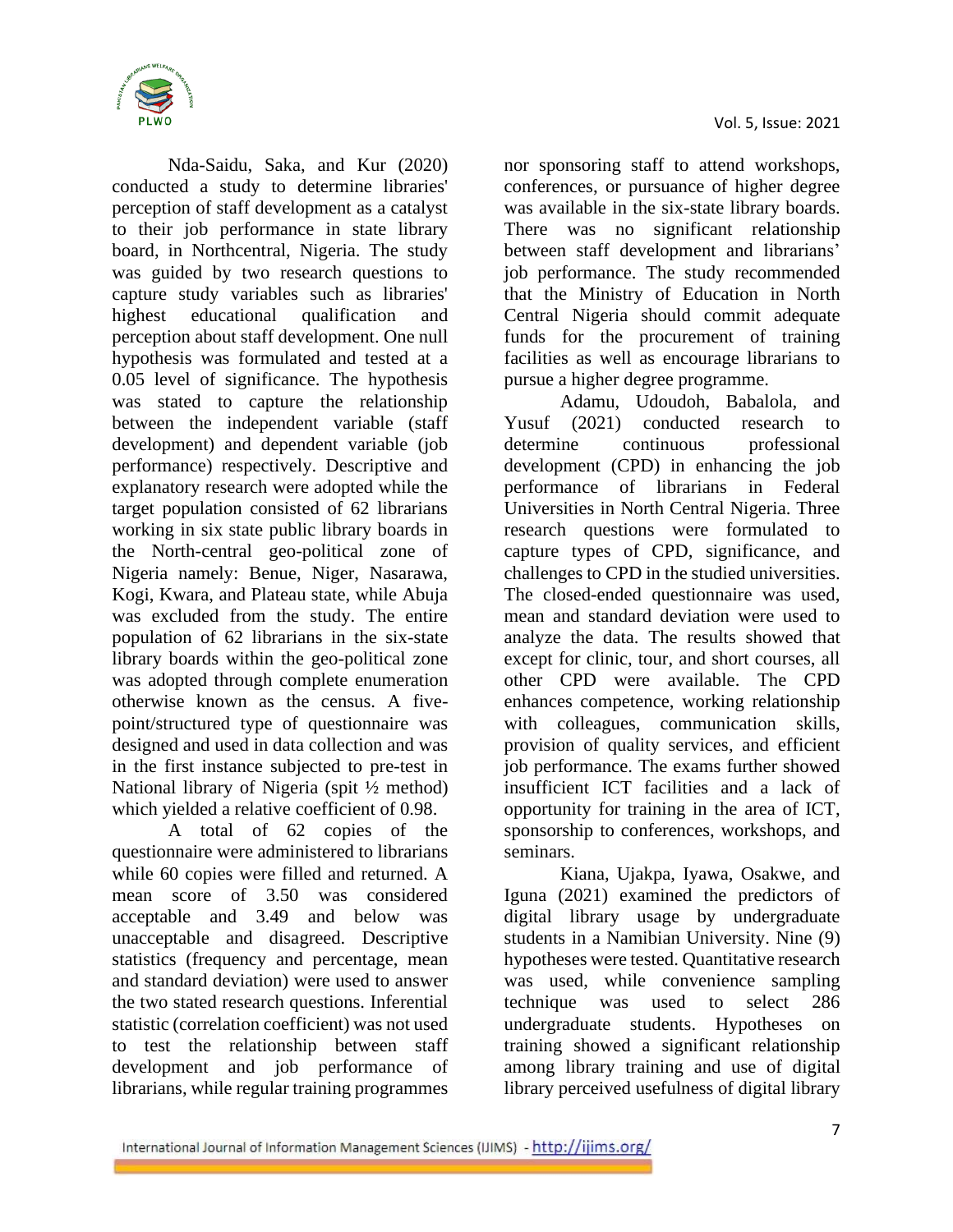Nda-Saidu, Saka, and Kur (2020) conducted a study to determine libraries' perception of staff development as a catalyst to their job performance in state library board, in Northcentral, Nigeria. The study was guided by two research questions to capture study variables such as libraries' highest educational qualification and perception about staff development. One null hypothesis was formulated and tested at a 0.05 level of significance. The hypothesis was stated to capture the relationship between the independent variable (staff development) and dependent variable (job performance) respectively. Descriptive and explanatory research were adopted while the target population consisted of 62 librarians working in six state public library boards in the North-central geo-political zone of Nigeria namely: Benue, Niger, Nasarawa, Kogi, Kwara, and Plateau state, while Abuja was excluded from the study. The entire population of 62 librarians in the six-state library boards within the geo-political zone was adopted through complete enumeration otherwise known as the census. A five-point/structured type of questionnaire was designed and used in data collection and was in the first instance subjected to pre-test in National library of Nigeria (spit ½ method) which yielded a relative coefficient of 0.98.

A total of 62 copies of the questionnaire were administered to librarians while 60 copies were filled and returned. A mean score of 3.50 was considered acceptable and 3.49 and below was unacceptable and disagreed. Descriptive statistics (frequency and percentage, mean and standard deviation) were used to answer the two stated research questions. Inferential statistic (correlation coefficient) was not used to test the relationship between staff development and job performance of librarians, while regular training programmes nor sponsoring staff to attend workshops, conferences, or pursuance of higher degree was available in the six-state library boards. There was no significant relationship between staff development and librarians' job performance. The study recommended that the Ministry of Education in North Central Nigeria should commit adequate funds for the procurement of training facilities as well as encourage librarians to pursue a higher degree programme.

Adamu, Udoudoh, Babalola, and Yusuf (2021) conducted research to determine continuous professional development (CPD) in enhancing the job performance of librarians in Federal Universities in North Central Nigeria. Three research questions were formulated to capture types of CPD, significance, and challenges to CPD in the studied universities. The closed-ended questionnaire was used, mean and standard deviation were used to analyze the data. The results showed that except for clinic, tour, and short courses, all other CPD were available. The CPD enhances competence, working relationship with colleagues, communication skills, provision of quality services, and efficient job performance. The exams further showed insufficient ICT facilities and a lack of opportunity for training in the area of ICT, sponsorship to conferences, workshops, and seminars.

Kiana, Ujakpa, Iyawa, Osakwe, and Iguna (2021) examined the predictors of digital library usage by undergraduate students in a Namibian University. Nine (9) hypotheses were tested. Quantitative research was used, while convenience sampling technique was used to select 286 undergraduate students. Hypotheses on training showed a significant relationship among library training and use of digital library perceived usefulness of digital library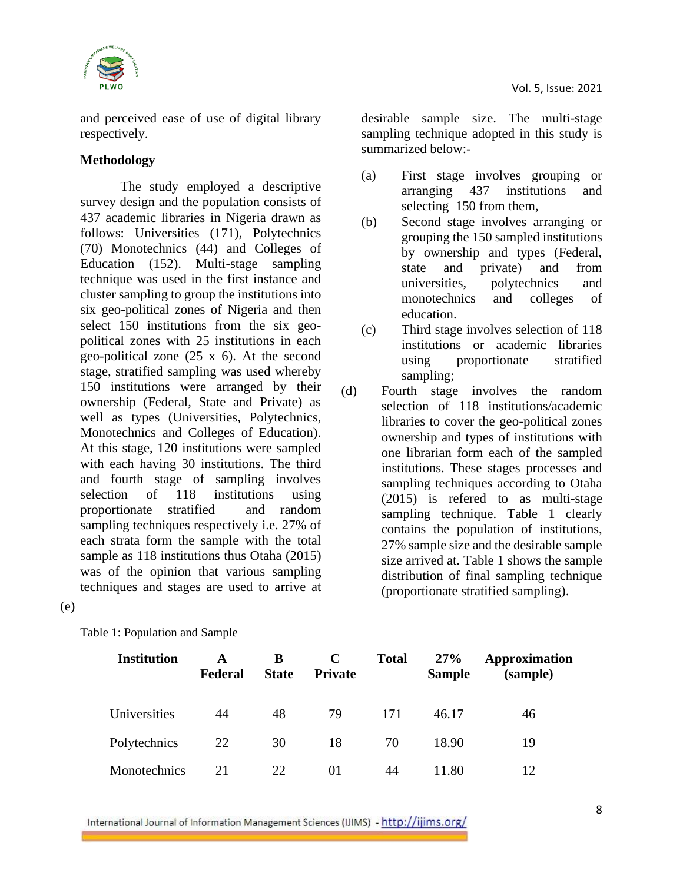and perceived ease of use of digital library respectively.

**Methodology**

The study employed a descriptive survey design and the population consists of 437 academic libraries in Nigeria drawn as follows: Universities (171), Polytechnics (70) Monotechnics (44) and Colleges of Education (152). Multi-stage sampling technique was used in the first instance and cluster sampling to group the institutions into six geo-political zones of Nigeria and then select 150 institutions from the six geo-political zones with 25 institutions in each geo-political zone (25 x 6). At the second stage, stratified sampling was used whereby 150 institutions were arranged by their ownership (Federal, State and Private) as well as types (Universities, Polytechnics, Monotechnics and Colleges of Education). At this stage, 120 institutions were sampled with each having 30 institutions. The third and fourth stage of sampling involves selection of 118 institutions using proportionate stratified and random sampling techniques respectively i.e. 27% of each strata form the sample with the total sample as 118 institutions thus Otaha (2015) was of the opinion that various sampling techniques and stages are used to arrive at desirable sample size. The multi-stage sampling technique adopted in this study is summarized below:-

(a) First stage involves grouping or arranging 437 institutions and selecting 150 from them,

(b) Second stage involves arranging or grouping the 150 sampled institutions by ownership and types (Federal, state and private) and from universities, polytechnics and monotechnics and colleges of education.

(c) Third stage involves selection of 118 institutions or academic libraries using proportionate stratified sampling;

(d) Fourth stage involves the random selection of 118 institutions/academic libraries to cover the geo-political zones ownership and types of institutions with one librarian form each of the sampled institutions. These stages processes and sampling techniques according to Otaha (2015) is refered to as multi-stage sampling technique. Table 1 clearly contains the population of institutions, 27% sample size and the desirable sample size arrived at. Table 1 shows the sample distribution of final sampling technique (proportionate stratified sampling).

(e)

Table 1: Population and Sample

| Institution | A Federal | B State | C Private | Total | 27% Sample | Approximation (sample) |
|---|---|---|---|---|---|---|
| Universities | 44 | 48 | 79 | 171 | 46.17 | 46 |
| Polytechnics | 22 | 30 | 18 | 70 | 18.90 | 19 |
| Monotechnics | 21 | 22 | 01 | 44 | 11.80 | 12 |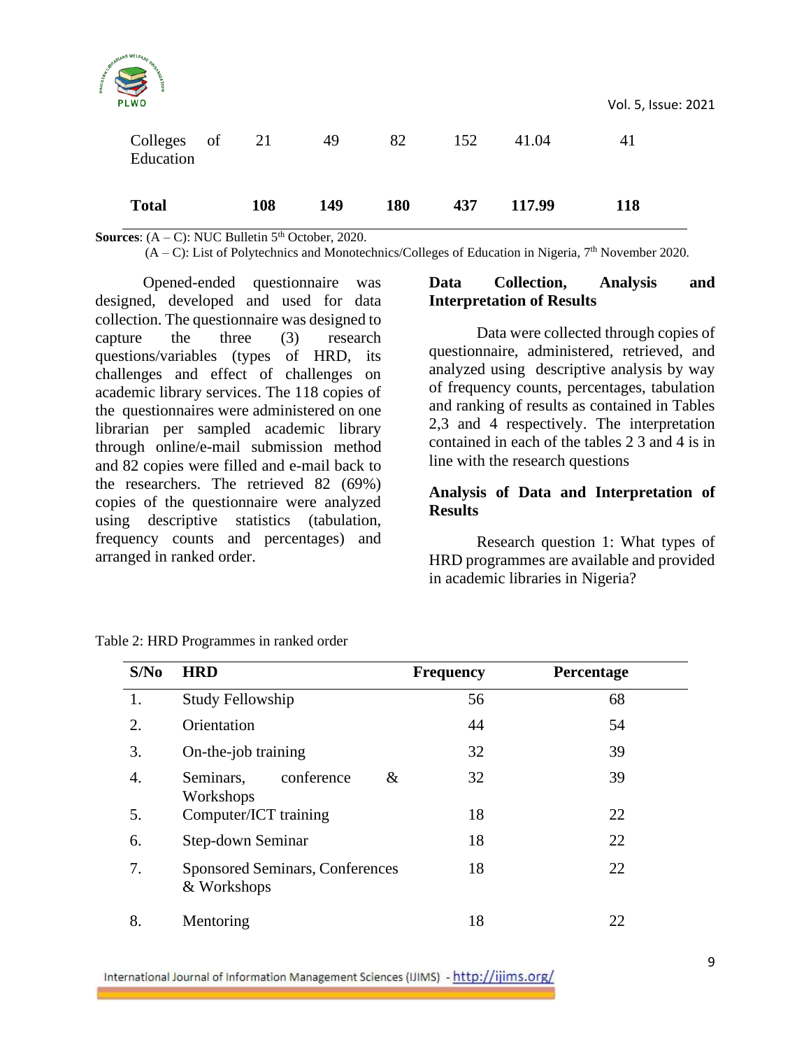| Colleges of Education | 21 | 49 | 82 | 152 | 41.04 | 41 |
|---|---|---|---|---|---|---|
| **Total** | **108** | **149** | **180** | **437** | **117.99** | **118** |

**Sources**: (A – C): NUC Bulletin 5th October, 2020.
(A – C): List of Polytechnics and Monotechnics/Colleges of Education in Nigeria, 7th November 2020.

Opened-ended questionnaire was designed, developed and used for data collection. The questionnaire was designed to capture the three (3) research questions/variables (types of HRD, its challenges and effect of challenges on academic library services. The 118 copies of the questionnaires were administered on one librarian per sampled academic library through online/e-mail submission method and 82 copies were filled and e-mail back to the researchers. The retrieved 82 (69%) copies of the questionnaire were analyzed using descriptive statistics (tabulation, frequency counts and percentages) and arranged in ranked order.

**Data Collection, Analysis and Interpretation of Results**

Data were collected through copies of questionnaire, administered, retrieved, and analyzed using descriptive analysis by way of frequency counts, percentages, tabulation and ranking of results as contained in Tables 2,3 and 4 respectively. The interpretation contained in each of the tables 2 3 and 4 is in line with the research questions

**Analysis of Data and Interpretation of Results**

Research question 1: What types of HRD programmes are available and provided in academic libraries in Nigeria?

Table 2: HRD Programmes in ranked order

| S/No | HRD | Frequency | Percentage |
|---|---|---|---|
| 1. | Study Fellowship | 56 | 68 |
| 2. | Orientation | 44 | 54 |
| 3. | On-the-job training | 32 | 39 |
| 4. | Seminars, conference & Workshops | 32 | 39 |
| 5. | Computer/ICT training | 18 | 22 |
| 6. | Step-down Seminar | 18 | 22 |
| 7. | Sponsored Seminars, Conferences & Workshops | 18 | 22 |
| 8. | Mentoring | 18 | 22 |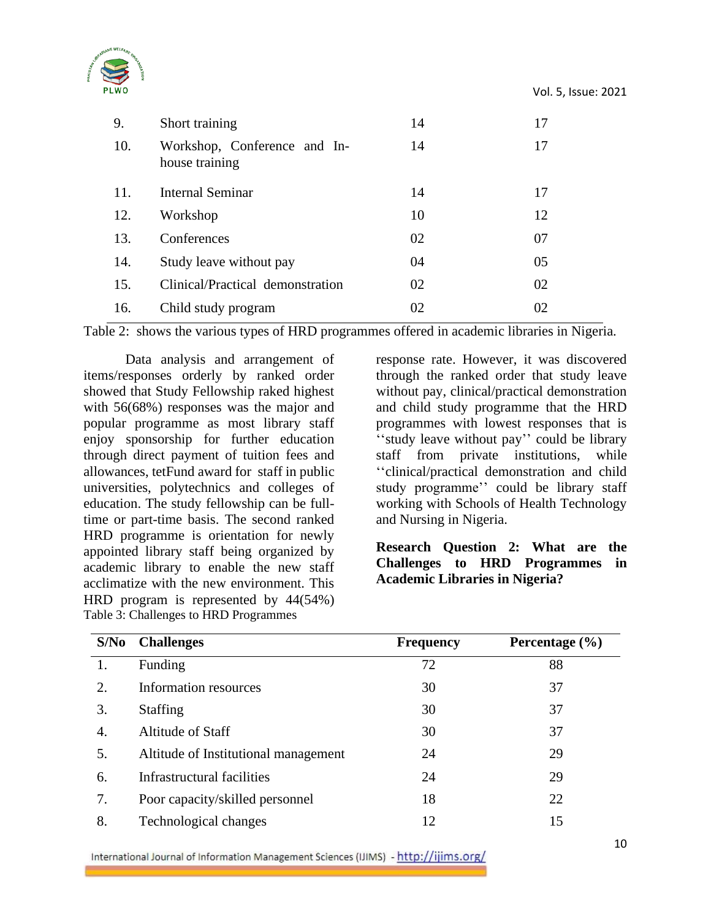| | | | |
|---|---|---|---|
| 9. | Short training | 14 | 17 |
| 10. | Workshop, Conference and In-house training | 14 | 17 |
| 11. | Internal Seminar | 14 | 17 |
| 12. | Workshop | 10 | 12 |
| 13. | Conferences | 02 | 07 |
| 14. | Study leave without pay | 04 | 05 |
| 15. | Clinical/Practical demonstration | 02 | 02 |
| 16. | Child study program | 02 | 02 |

Table 2: shows the various types of HRD programmes offered in academic libraries in Nigeria.

Data analysis and arrangement of items/responses orderly by ranked order showed that Study Fellowship raked highest with 56(68%) responses was the major and popular programme as most library staff enjoy sponsorship for further education through direct payment of tuition fees and allowances, tetFund award for staff in public universities, polytechnics and colleges of education. The study fellowship can be full-time or part-time basis. The second ranked HRD programme is orientation for newly appointed library staff being organized by academic library to enable the new staff acclimatize with the new environment. This HRD program is represented by 44(54%) response rate. However, it was discovered through the ranked order that study leave without pay, clinical/practical demonstration and child study programme that the HRD programmes with lowest responses that is ‘‘study leave without pay’’ could be library staff from private institutions, while ‘‘clinical/practical demonstration and child study programme’’ could be library staff working with Schools of Health Technology and Nursing in Nigeria.

**Research Question 2: What are the Challenges to HRD Programmes in Academic Libraries in Nigeria?**

Table 3: Challenges to HRD Programmes

| S/No | Challenges | Frequency | Percentage (%) |
|---|---|---|---|
| 1. | Funding | 72 | 88 |
| 2. | Information resources | 30 | 37 |
| 3. | Staffing | 30 | 37 |
| 4. | Altitude of Staff | 30 | 37 |
| 5. | Altitude of Institutional management | 24 | 29 |
| 6. | Infrastructural facilities | 24 | 29 |
| 7. | Poor capacity/skilled personnel | 18 | 22 |
| 8. | Technological changes | 12 | 15 |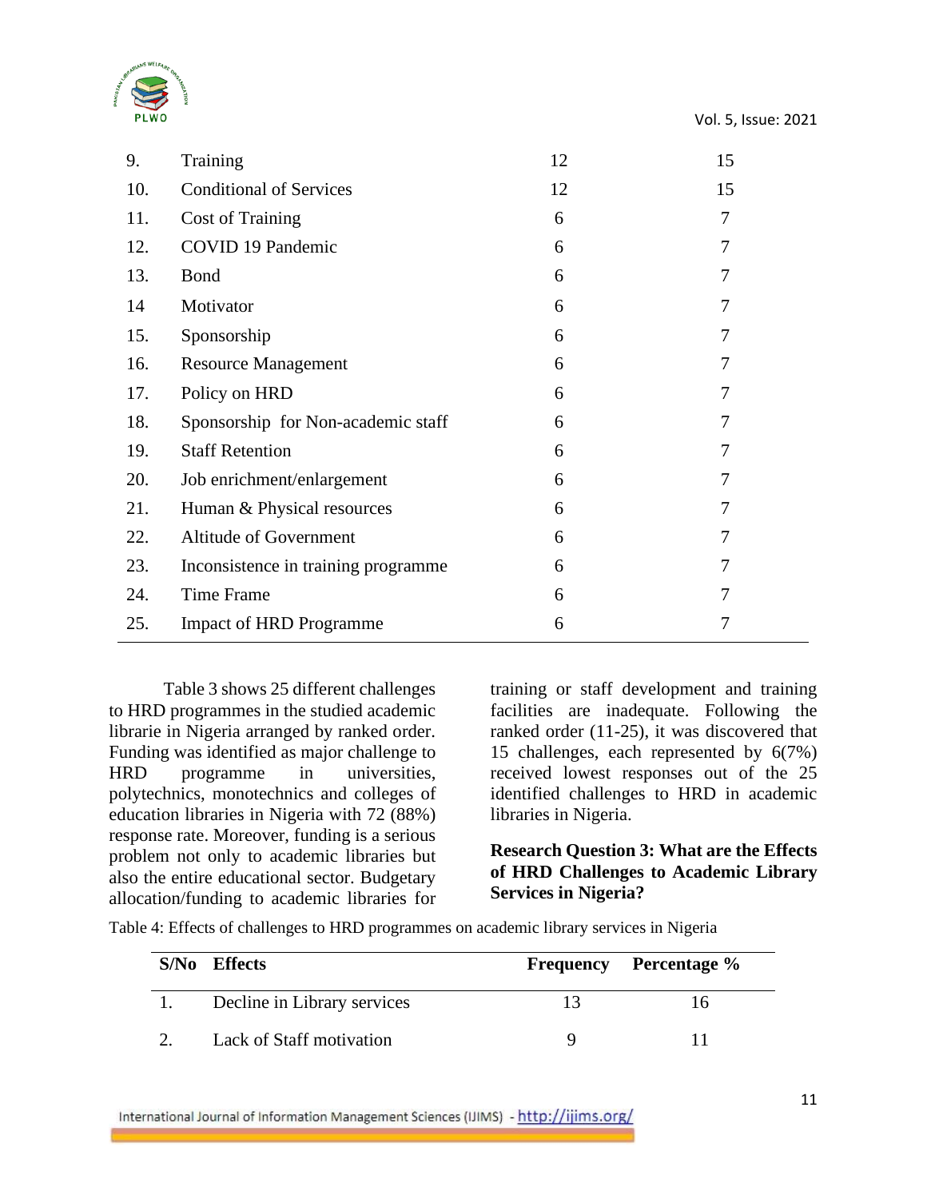| | | | |
|---|---|---|---|
| 9. | Training | 12 | 15 |
| 10. | Conditional of Services | 12 | 15 |
| 11. | Cost of Training | 6 | 7 |
| 12. | COVID 19 Pandemic | 6 | 7 |
| 13. | Bond | 6 | 7 |
| 14 | Motivator | 6 | 7 |
| 15. | Sponsorship | 6 | 7 |
| 16. | Resource Management | 6 | 7 |
| 17. | Policy on HRD | 6 | 7 |
| 18. | Sponsorship for Non-academic staff | 6 | 7 |
| 19. | Staff Retention | 6 | 7 |
| 20. | Job enrichment/enlargement | 6 | 7 |
| 21. | Human & Physical resources | 6 | 7 |
| 22. | Altitude of Government | 6 | 7 |
| 23. | Inconsistence in training programme | 6 | 7 |
| 24. | Time Frame | 6 | 7 |
| 25. | Impact of HRD Programme | 6 | 7 |

Table 3 shows 25 different challenges to HRD programmes in the studied academic librarie in Nigeria arranged by ranked order. Funding was identified as major challenge to HRD programme in universities, polytechnics, monotechnics and colleges of education libraries in Nigeria with 72 (88%) response rate. Moreover, funding is a serious problem not only to academic libraries but also the entire educational sector. Budgetary allocation/funding to academic libraries for training or staff development and training facilities are inadequate. Following the ranked order (11-25), it was discovered that 15 challenges, each represented by 6(7%) received lowest responses out of the 25 identified challenges to HRD in academic libraries in Nigeria.

**Research Question 3: What are the Effects of HRD Challenges to Academic Library Services in Nigeria?**

Table 4: Effects of challenges to HRD programmes on academic library services in Nigeria

| S/No | Effects | Frequency | Percentage % |
|---|---|---|---|
| 1. | Decline in Library services | 13 | 16 |
| 2. | Lack of Staff motivation | 9 | 11 |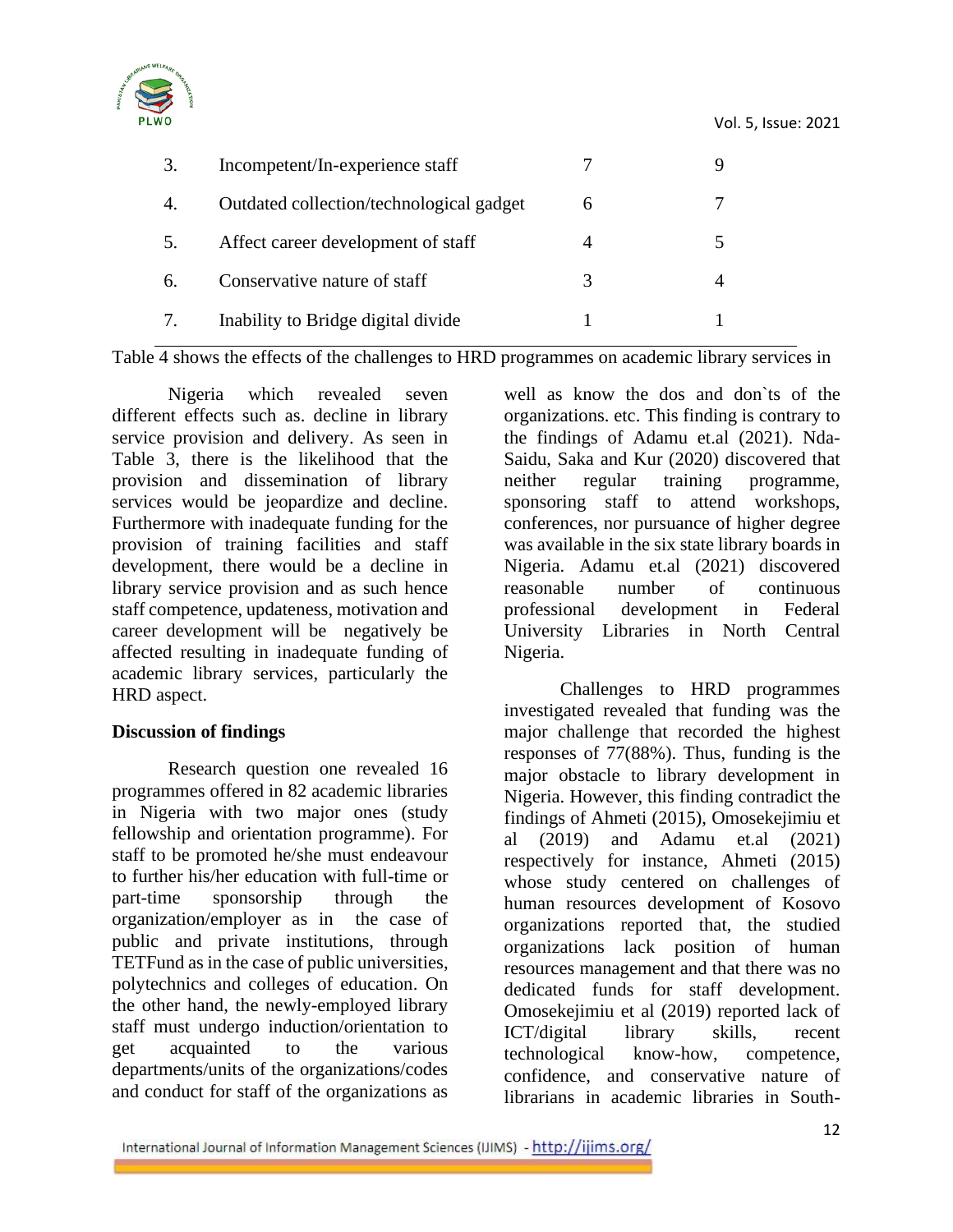| | | | |
|---|---|---|---|
| 3. | Incompetent/In-experience staff | 7 | 9 |
| 4. | Outdated collection/technological gadget | 6 | 7 |
| 5. | Affect career development of staff | 4 | 5 |
| 6. | Conservative nature of staff | 3 | 4 |
| 7. | Inability to Bridge digital divide | 1 | 1 |

Table 4 shows the effects of the challenges to HRD programmes on academic library services in Nigeria which revealed seven different effects such as. decline in library service provision and delivery. As seen in Table 3, there is the likelihood that the provision and dissemination of library services would be jeopardize and decline. Furthermore with inadequate funding for the provision of training facilities and staff development, there would be a decline in library service provision and as such hence staff competence, updateness, motivation and career development will be negatively be affected resulting in inadequate funding of academic library services, particularly the HRD aspect.

**Discussion of findings**

Research question one revealed 16 programmes offered in 82 academic libraries in Nigeria with two major ones (study fellowship and orientation programme). For staff to be promoted he/she must endeavour to further his/her education with full-time or part-time sponsorship through the organization/employer as in the case of public and private institutions, through TETFund as in the case of public universities, polytechnics and colleges of education. On the other hand, the newly-employed library staff must undergo induction/orientation to get acquainted to the various departments/units of the organizations/codes and conduct for staff of the organizations as well as know the dos and don`ts of the organizations. etc. This finding is contrary to the findings of Adamu et.al (2021). Nda-Saidu, Saka and Kur (2020) discovered that neither regular training programme, sponsoring staff to attend workshops, conferences, nor pursuance of higher degree was available in the six state library boards in Nigeria. Adamu et.al (2021) discovered reasonable number of continuous professional development in Federal University Libraries in North Central Nigeria.

Challenges to HRD programmes investigated revealed that funding was the major challenge that recorded the highest responses of 77(88%). Thus, funding is the major obstacle to library development in Nigeria. However, this finding contradict the findings of Ahmeti (2015), Omosekejimiu et al (2019) and Adamu et.al (2021) respectively for instance, Ahmeti (2015) whose study centered on challenges of human resources development of Kosovo organizations reported that, the studied organizations lack position of human resources management and that there was no dedicated funds for staff development. Omosekejimiu et al (2019) reported lack of ICT/digital library skills, recent technological know-how, competence, confidence, and conservative nature of librarians in academic libraries in South-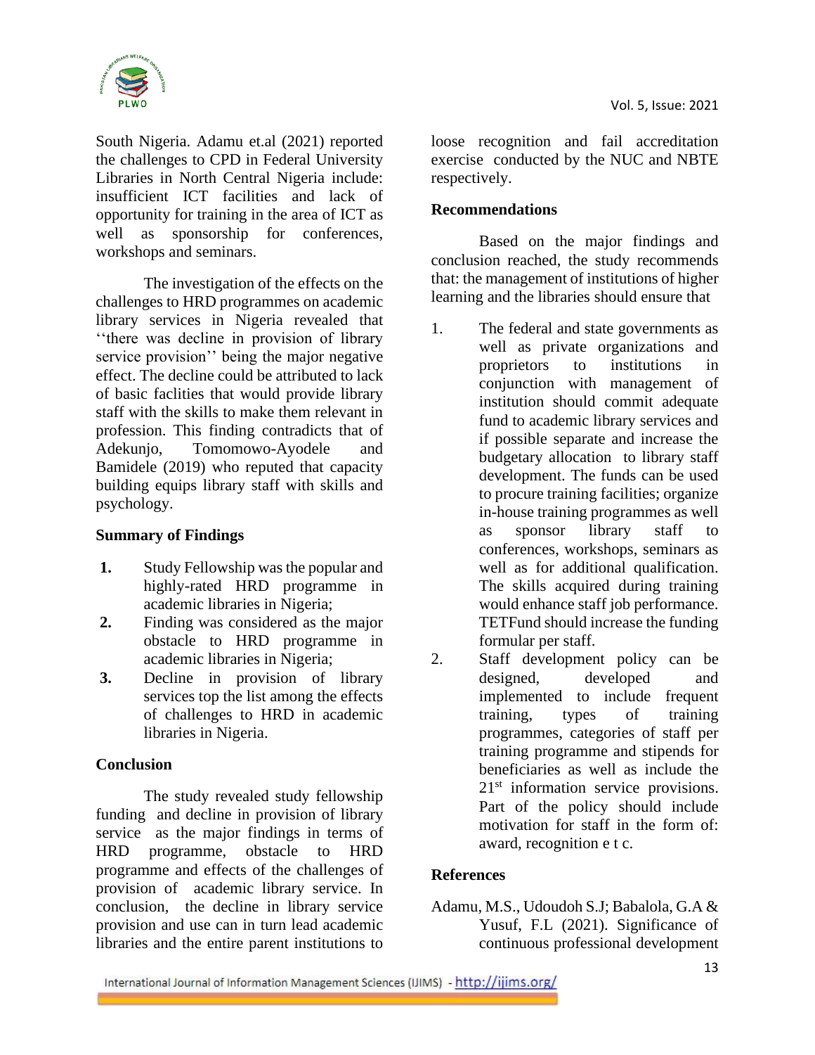South Nigeria. Adamu et.al (2021) reported the challenges to CPD in Federal University Libraries in North Central Nigeria include: insufficient ICT facilities and lack of opportunity for training in the area of ICT as well as sponsorship for conferences, workshops and seminars.

The investigation of the effects on the challenges to HRD programmes on academic library services in Nigeria revealed that ''there was decline in provision of library service provision'' being the major negative effect. The decline could be attributed to lack of basic faclities that would provide library staff with the skills to make them relevant in profession. This finding contradicts that of Adekunjo, Tomomowo-Ayodele and Bamidele (2019) who reputed that capacity building equips library staff with skills and psychology.

## Summary of Findings

1. Study Fellowship was the popular and highly-rated HRD programme in academic libraries in Nigeria;
2. Finding was considered as the major obstacle to HRD programme in academic libraries in Nigeria;
3. Decline in provision of library services top the list among the effects of challenges to HRD in academic libraries in Nigeria.

## Conclusion

The study revealed study fellowship funding and decline in provision of library service as the major findings in terms of HRD programme, obstacle to HRD programme and effects of the challenges of provision of academic library service. In conclusion, the decline in library service provision and use can in turn lead academic libraries and the entire parent institutions to loose recognition and fail accreditation exercise conducted by the NUC and NBTE respectively.

## Recommendations

Based on the major findings and conclusion reached, the study recommends that: the management of institutions of higher learning and the libraries should ensure that

1. The federal and state governments as well as private organizations and proprietors to institutions in conjunction with management of institution should commit adequate fund to academic library services and if possible separate and increase the budgetary allocation to library staff development. The funds can be used to procure training facilities; organize in-house training programmes as well as sponsor library staff to conferences, workshops, seminars as well as for additional qualification. The skills acquired during training would enhance staff job performance. TETFund should increase the funding formular per staff.
2. Staff development policy can be designed, developed and implemented to include frequent training, types of training programmes, categories of staff per training programme and stipends for beneficiaries as well as include the 21st information service provisions. Part of the policy should include motivation for staff in the form of: award, recognition e t c.

## References

Adamu, M.S., Udoudoh S.J; Babalola, G.A & Yusuf, F.L (2021). Significance of continuous professional development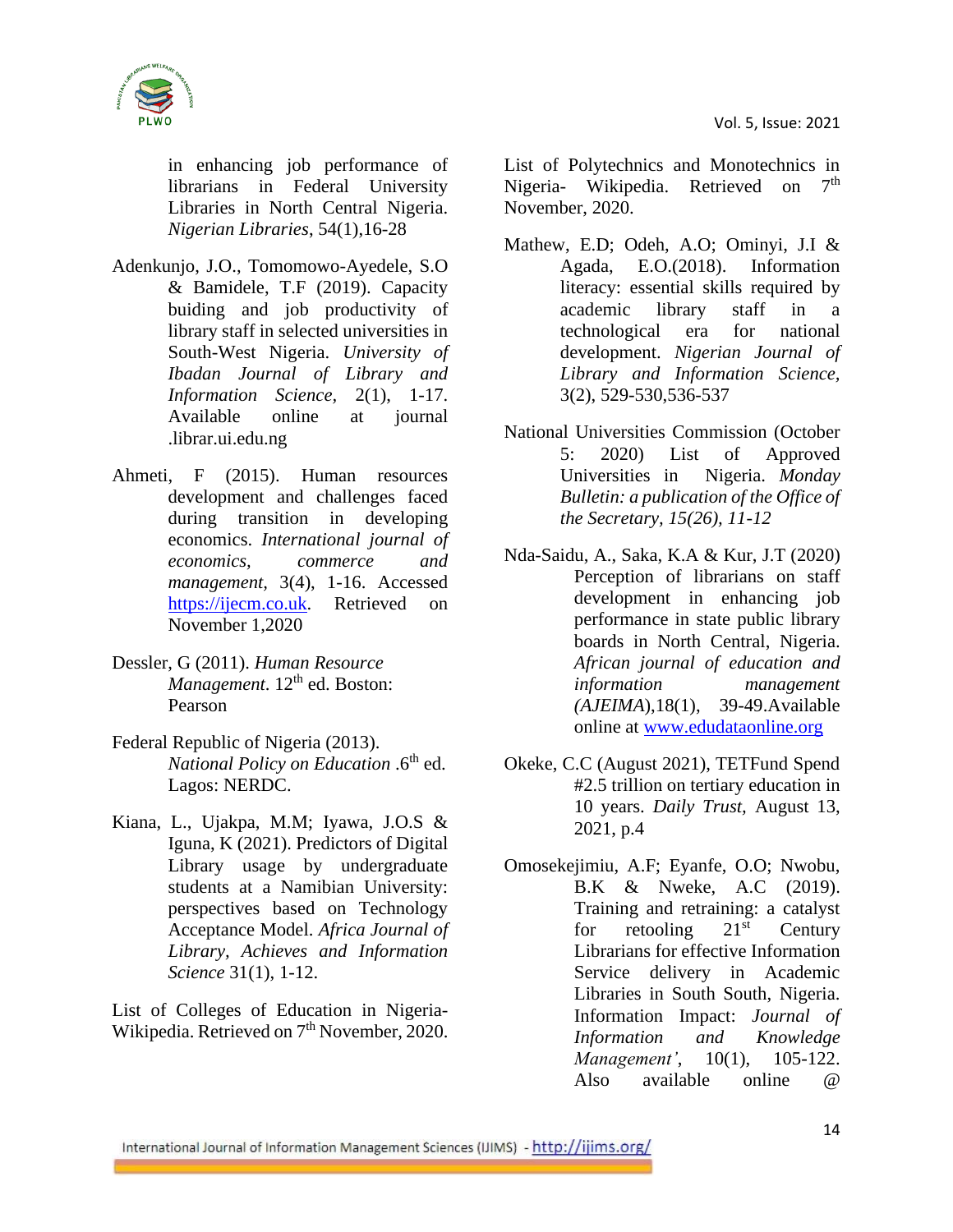in enhancing job performance of librarians in Federal University Libraries in North Central Nigeria. *Nigerian Libraries*, 54(1),16-28

Adenkunjo, J.O., Tomomowo-Ayedele, S.O & Bamidele, T.F (2019). Capacity buiding and job productivity of library staff in selected universities in South-West Nigeria. *University of Ibadan Journal of Library and Information Science,* 2(1), 1-17. Available online at journal .librar.ui.edu.ng

Ahmeti, F (2015). Human resources development and challenges faced during transition in developing economics. *International journal of economics, commerce and management*, 3(4), 1-16. Accessed https://ijecm.co.uk. Retrieved on November 1,2020

Dessler, G (2011). *Human Resource Management*. 12th ed. Boston: Pearson

Federal Republic of Nigeria (2013). *National Policy on Education* .6th ed. Lagos: NERDC.

Kiana, L., Ujakpa, M.M; Iyawa, J.O.S & Iguna, K (2021). Predictors of Digital Library usage by undergraduate students at a Namibian University: perspectives based on Technology Acceptance Model. *Africa Journal of Library, Achieves and Information Science* 31(1), 1-12.

List of Colleges of Education in Nigeria- Wikipedia. Retrieved on 7th November, 2020.

List of Polytechnics and Monotechnics in Nigeria- Wikipedia. Retrieved on 7th November, 2020.

Mathew, E.D; Odeh, A.O; Ominyi, J.I & Agada, E.O.(2018). Information literacy: essential skills required by academic library staff in a technological era for national development. *Nigerian Journal of Library and Information Science,* 3(2), 529-530,536-537

National Universities Commission (October 5: 2020) List of Approved Universities in Nigeria. *Monday Bulletin: a publication of the Office of the Secretary, 15(26), 11-12*

Nda-Saidu, A., Saka, K.A & Kur, J.T (2020) Perception of librarians on staff development in enhancing job performance in state public library boards in North Central, Nigeria. *African journal of education and information management (AJEIMA*),18(1), 39-49.Available online at www.edudataonline.org

Okeke, C.C (August 2021), TETFund Spend #2.5 trillion on tertiary education in 10 years. *Daily Trust*, August 13, 2021, p.4

Omosekejimiu, A.F; Eyanfe, O.O; Nwobu, B.K & Nweke, A.C (2019). Training and retraining: a catalyst for retooling 21st Century Librarians for effective Information Service delivery in Academic Libraries in South South, Nigeria. Information Impact: *Journal of Information and Knowledge Management'*, 10(1), 105-122. Also available online @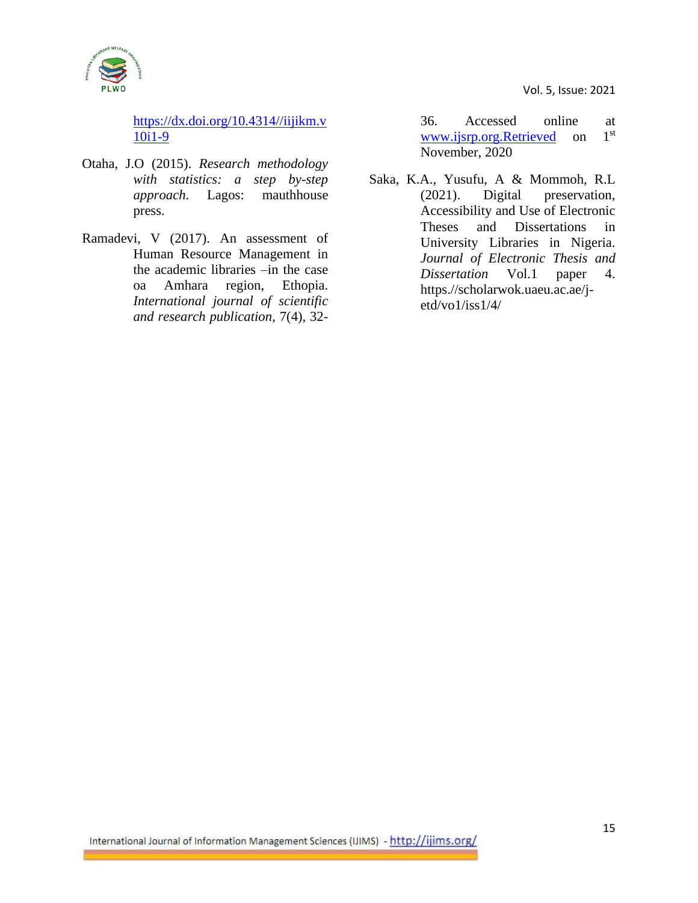https://dx.doi.org/10.4314//iijikm.v10i1-9

Otaha, J.O (2015). *Research methodology with statistics: a step by-step approach*. Lagos: mauthhouse press.

Ramadevi, V (2017). An assessment of Human Resource Management in the academic libraries –in the case oa Amhara region, Ethopia. *International journal of scientific and research publication*, 7(4), 32-36. Accessed online at www.ijsrp.org.Retrieved on 1st November, 2020

Saka, K.A., Yusufu, A & Mommoh, R.L (2021). Digital preservation, Accessibility and Use of Electronic Theses and Dissertations in University Libraries in Nigeria. *Journal of Electronic Thesis and Dissertation* Vol.1 paper 4. https.//scholarwok.uaeu.ac.ae/j-etd/vo1/iss1/4/